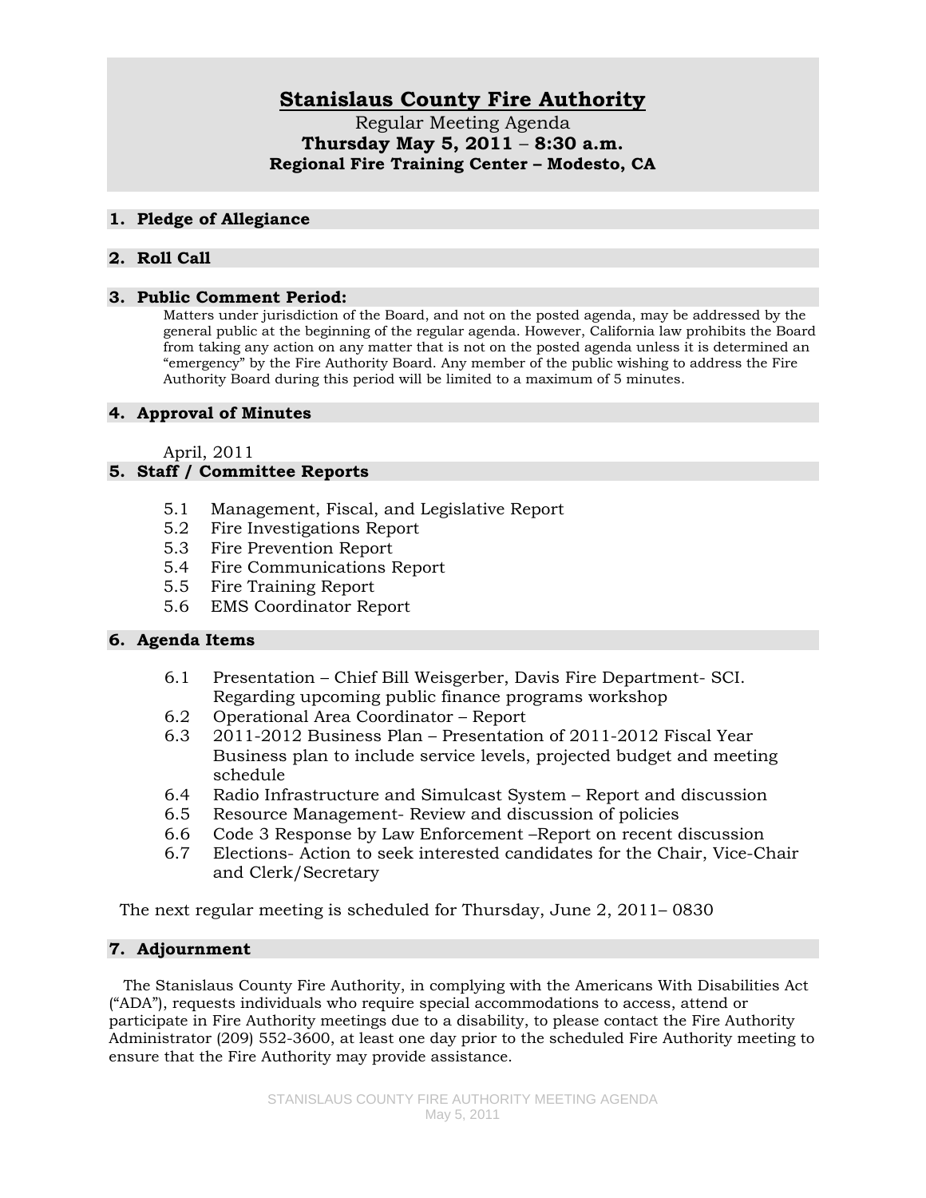# Stanislaus County Fire Authority

Regular Meeting Agenda

**Thursday May 5, 2011 – 8:30 a.m.**

**Regional Fire Training Center – Modesto, CA**

## 1. Pledge of Allegiance

## 2. Roll Call

## 3. Public Comment Period:

Matters under jurisdiction of the Board, and not on the posted agenda, may be addressed by the general public at the beginning of the regular agenda. However, California law prohibits the Board from taking any action on any matter that is not on the posted agenda unless it is determined an "emergency" by the Fire Authority Board. Any member of the public wishing to address the Fire Authority Board during this period will be limited to a maximum of 5 minutes.

## 4. Approval of Minutes

April, 2011

## 5. Staff / Committee Reports

- 5.1 Management, Fiscal, and Legislative Report
- 5.2 Fire Investigations Report
- 5.3 Fire Prevention Report
- 5.4 Fire Communications Report
- 5.5 Fire Training Report
- 5.6 EMS Coordinator Report

## 6. Agenda Items

- 6.1 Presentation – Chief Bill Weisgerber, Davis Fire Department- SCI. Regarding upcoming public finance programs workshop
- 6.2 Operational Area Coordinator – Report
- 6.3 2011-2012 Business Plan – Presentation of 2011-2012 Fiscal Year Business plan to include service levels, projected budget and meeting schedule
- 6.4 Radio Infrastructure and Simulcast System – Report and discussion
- 6.5 Resource Management- Review and discussion of policies
- 6.6 Code 3 Response by Law Enforcement –Report on recent discussion
- 6.7 Elections- Action to seek interested candidates for the Chair, Vice-Chair and Clerk/Secretary

The next regular meeting is scheduled for Thursday, June 2, 2011– 0830

## 7. Adjournment

The Stanislaus County Fire Authority, in complying with the Americans With Disabilities Act ("ADA"), requests individuals who require special accommodations to access, attend or participate in Fire Authority meetings due to a disability, to please contact the Fire Authority Administrator (209) 552-3600, at least one day prior to the scheduled Fire Authority meeting to ensure that the Fire Authority may provide assistance.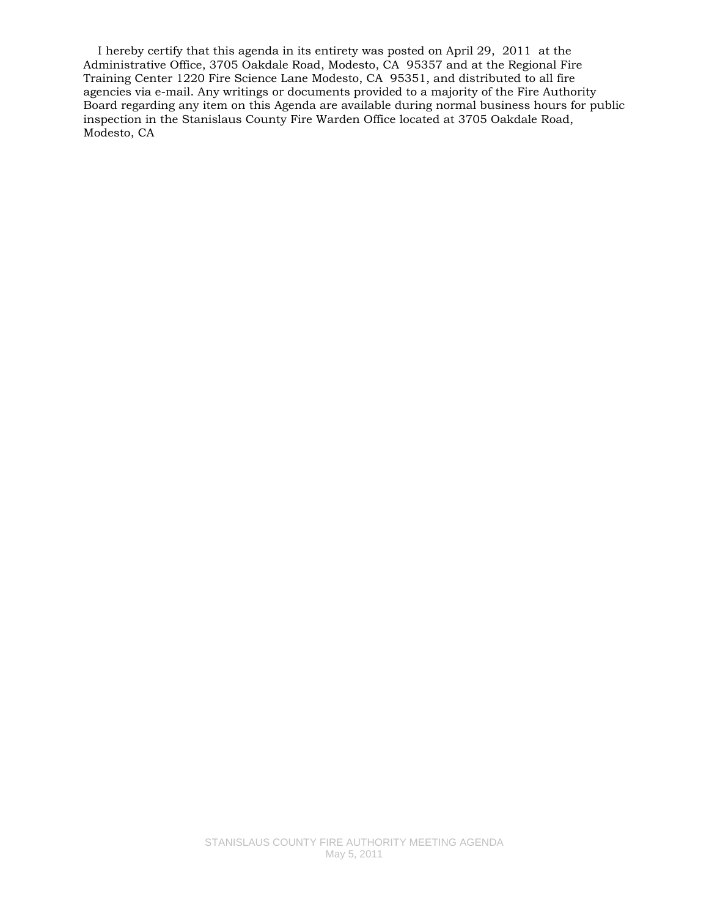I hereby certify that this agenda in its entirety was posted on April 29, 2011 at the Administrative Office, 3705 Oakdale Road, Modesto, CA 95357 and at the Regional Fire Training Center 1220 Fire Science Lane Modesto, CA 95351, and distributed to all fire agencies via e-mail. Any writings or documents provided to a majority of the Fire Authority Board regarding any item on this Agenda are available during normal business hours for public inspection in the Stanislaus County Fire Warden Office located at 3705 Oakdale Road, Modesto, CA